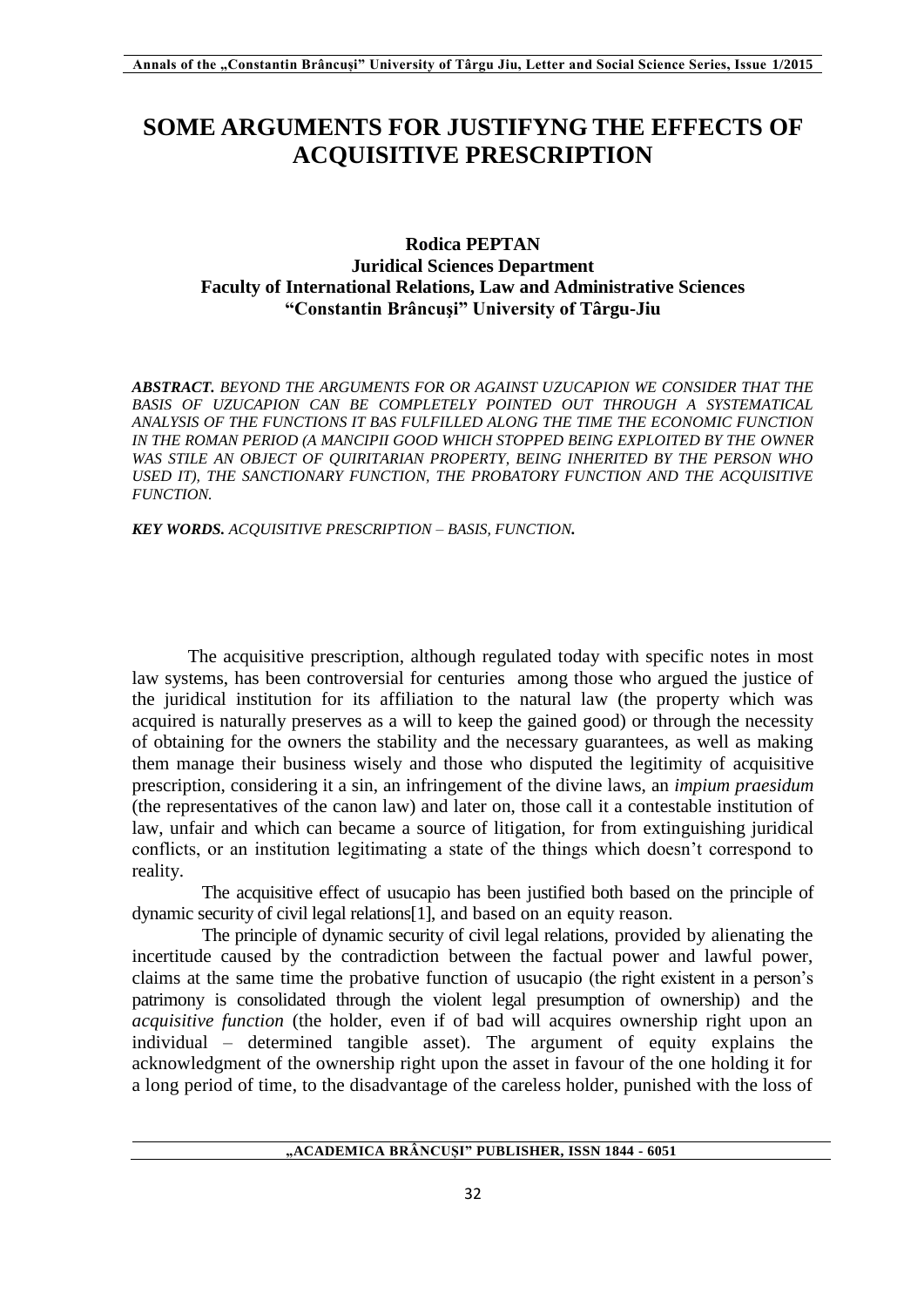# SOME ARGUMENTS FOR JUSTIFYNG THE EFFECTS OF ACQUISITIVE PRESCRIPTION

**Rodica PEPTAN**
**Juridical Sciences Department**
**Faculty of International Relations, Law and Administrative Sciences**
**"Constantin Brâncuşi" University of Târgu-Jiu**

***ABSTRACT.*** *BEYOND THE ARGUMENTS FOR OR AGAINST UZUCAPION WE CONSIDER THAT THE BASIS OF UZUCAPION CAN BE COMPLETELY POINTED OUT THROUGH A SYSTEMATICAL ANALYSIS OF THE FUNCTIONS IT BAS FULFILLED ALONG THE TIME THE ECONOMIC FUNCTION IN THE ROMAN PERIOD (A MANCIPII GOOD WHICH STOPPED BEING EXPLOITED BY THE OWNER WAS STILE AN OBJECT OF QUIRITARIAN PROPERTY, BEING INHERITED BY THE PERSON WHO USED IT), THE SANCTIONARY FUNCTION, THE PROBATORY FUNCTION AND THE ACQUISITIVE FUNCTION.*

***KEY WORDS.*** *ACQUISITIVE PRESCRIPTION – BASIS, FUNCTION.*

The acquisitive prescription, although regulated today with specific notes in most law systems, has been controversial for centuries among those who argued the justice of the juridical institution for its affiliation to the natural law (the property which was acquired is naturally preserves as a will to keep the gained good) or through the necessity of obtaining for the owners the stability and the necessary guarantees, as well as making them manage their business wisely and those who disputed the legitimity of acquisitive prescription, considering it a sin, an infringement of the divine laws, an *impium praesidum* (the representatives of the canon law) and later on, those call it a contestable institution of law, unfair and which can became a source of litigation, for from extinguishing juridical conflicts, or an institution legitimating a state of the things which doesn't correspond to reality.

The acquisitive effect of usucapio has been justified both based on the principle of dynamic security of civil legal relations[1], and based on an equity reason.

The principle of dynamic security of civil legal relations, provided by alienating the incertitude caused by the contradiction between the factual power and lawful power, claims at the same time the probative function of usucapio (the right existent in a person's patrimony is consolidated through the violent legal presumption of ownership) and the *acquisitive function* (the holder, even if of bad will acquires ownership right upon an individual – determined tangible asset). The argument of equity explains the acknowledgment of the ownership right upon the asset in favour of the one holding it for a long period of time, to the disadvantage of the careless holder, punished with the loss of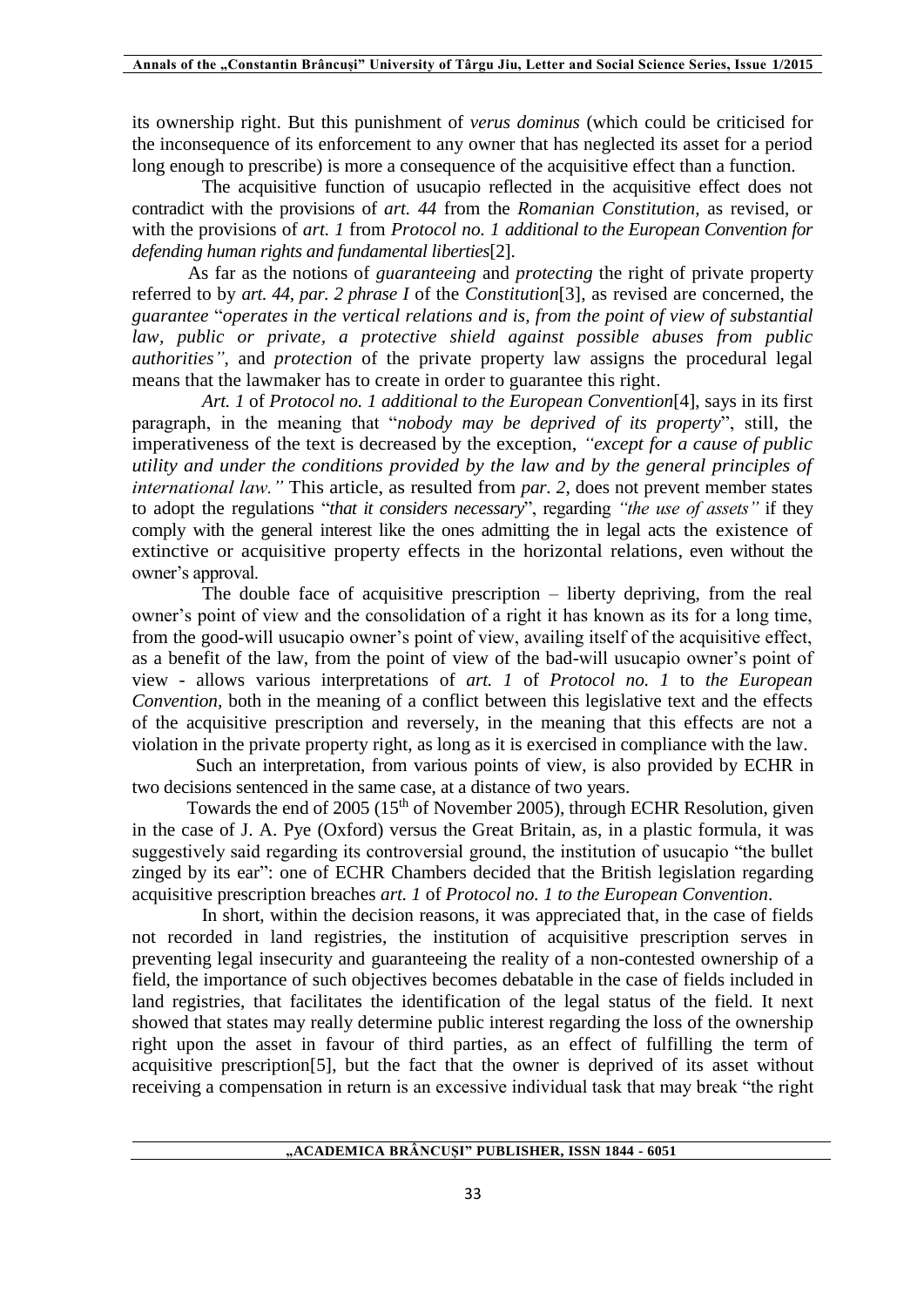its ownership right. But this punishment of *verus dominus* (which could be criticised for the inconsequence of its enforcement to any owner that has neglected its asset for a period long enough to prescribe) is more a consequence of the acquisitive effect than a function.

The acquisitive function of usucapio reflected in the acquisitive effect does not contradict with the provisions of *art. 44* from the *Romanian Constitution*, as revised, or with the provisions of *art. 1* from *Protocol no. 1 additional to the European Convention for defending human rights and fundamental liberties*[2].

As far as the notions of *guaranteeing* and *protecting* the right of private property referred to by *art. 44, par. 2 phrase I* of the *Constitution*[3], as revised are concerned, the *guarantee* "*operates in the vertical relations and is, from the point of view of substantial law, public or private, a protective shield against possible abuses from public authorities"*, and *protection* of the private property law assigns the procedural legal means that the lawmaker has to create in order to guarantee this right.

*Art. 1* of *Protocol no. 1 additional to the European Convention*[4], says in its first paragraph, in the meaning that "*nobody may be deprived of its property*", still, the imperativeness of the text is decreased by the exception, *"except for a cause of public utility and under the conditions provided by the law and by the general principles of international law."* This article, as resulted from *par. 2*, does not prevent member states to adopt the regulations "*that it considers necessary*", regarding *"the use of assets"* if they comply with the general interest like the ones admitting the in legal acts the existence of extinctive or acquisitive property effects in the horizontal relations, even without the owner's approval.

The double face of acquisitive prescription – liberty depriving, from the real owner's point of view and the consolidation of a right it has known as its for a long time, from the good-will usucapio owner's point of view, availing itself of the acquisitive effect, as a benefit of the law, from the point of view of the bad-will usucapio owner's point of view - allows various interpretations of *art. 1* of *Protocol no. 1* to *the European Convention*, both in the meaning of a conflict between this legislative text and the effects of the acquisitive prescription and reversely, in the meaning that this effects are not a violation in the private property right, as long as it is exercised in compliance with the law.

Such an interpretation, from various points of view, is also provided by ECHR in two decisions sentenced in the same case, at a distance of two years.

Towards the end of 2005 (15th of November 2005), through ECHR Resolution, given in the case of J. A. Pye (Oxford) versus the Great Britain, as, in a plastic formula, it was suggestively said regarding its controversial ground, the institution of usucapio "the bullet zinged by its ear": one of ECHR Chambers decided that the British legislation regarding acquisitive prescription breaches *art. 1* of *Protocol no. 1 to the European Convention*.

In short, within the decision reasons, it was appreciated that, in the case of fields not recorded in land registries, the institution of acquisitive prescription serves in preventing legal insecurity and guaranteeing the reality of a non-contested ownership of a field, the importance of such objectives becomes debatable in the case of fields included in land registries, that facilitates the identification of the legal status of the field. It next showed that states may really determine public interest regarding the loss of the ownership right upon the asset in favour of third parties, as an effect of fulfilling the term of acquisitive prescription[5], but the fact that the owner is deprived of its asset without receiving a compensation in return is an excessive individual task that may break "the right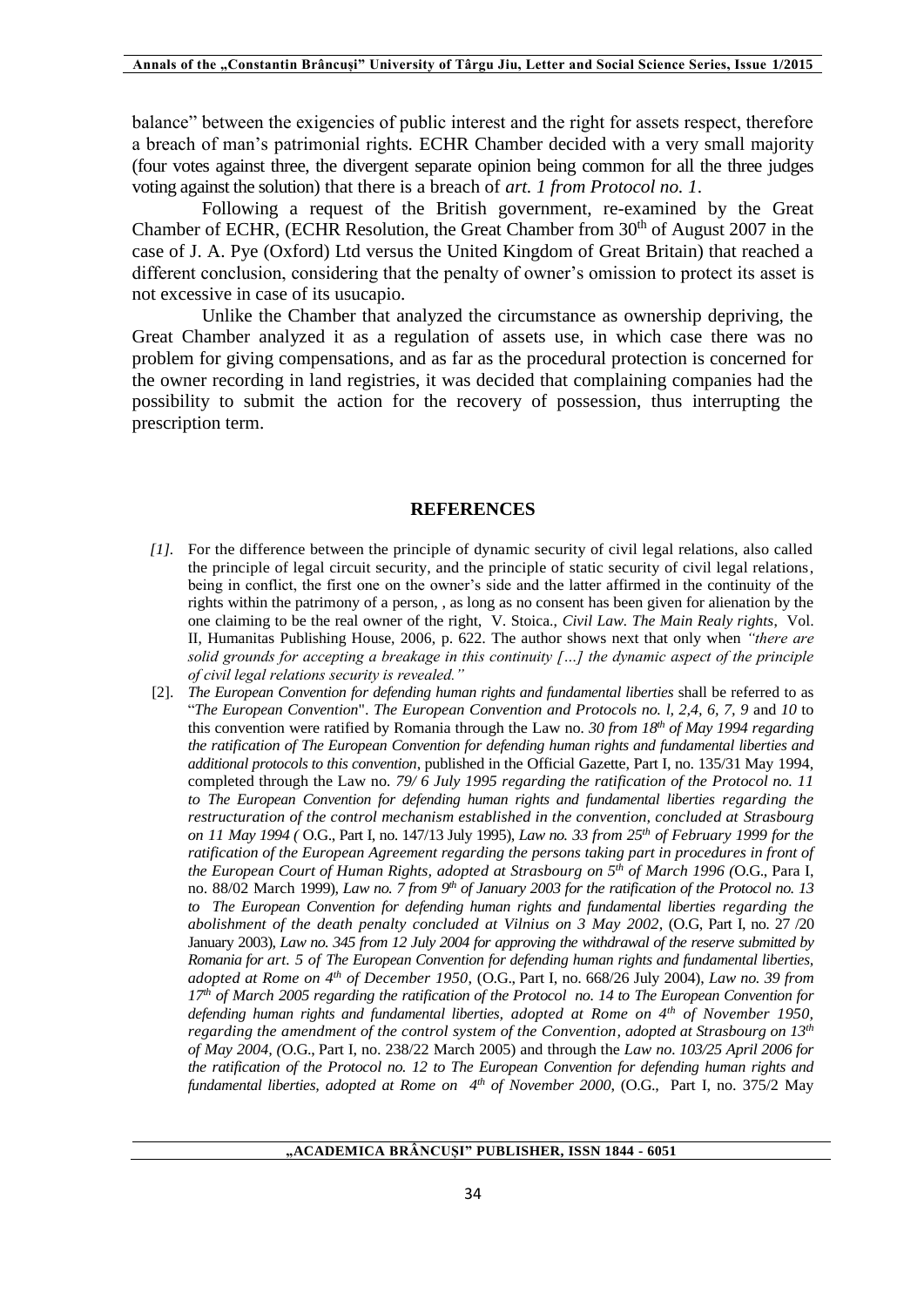balance" between the exigencies of public interest and the right for assets respect, therefore a breach of man's patrimonial rights. ECHR Chamber decided with a very small majority (four votes against three, the divergent separate opinion being common for all the three judges voting against the solution) that there is a breach of *art. 1 from Protocol no. 1*.

Following a request of the British government, re-examined by the Great Chamber of ECHR, (ECHR Resolution, the Great Chamber from 30th of August 2007 in the case of J. A. Pye (Oxford) Ltd versus the United Kingdom of Great Britain) that reached a different conclusion, considering that the penalty of owner's omission to protect its asset is not excessive in case of its usucapio.

Unlike the Chamber that analyzed the circumstance as ownership depriving, the Great Chamber analyzed it as a regulation of assets use, in which case there was no problem for giving compensations, and as far as the procedural protection is concerned for the owner recording in land registries, it was decided that complaining companies had the possibility to submit the action for the recovery of possession, thus interrupting the prescription term.

## REFERENCES

*[1].* For the difference between the principle of dynamic security of civil legal relations, also called the principle of legal circuit security, and the principle of static security of civil legal relations, being in conflict, the first one on the owner's side and the latter affirmed in the continuity of the rights within the patrimony of a person, , as long as no consent has been given for alienation by the one claiming to be the real owner of the right, V. Stoica., *Civil Law. The Main Realy rights*, Vol. II, Humanitas Publishing House, 2006, p. 622. The author shows next that only when *"there are solid grounds for accepting a breakage in this continuity […] the dynamic aspect of the principle of civil legal relations security is revealed."*

[2]. *The European Convention for defending human rights and fundamental liberties* shall be referred to as "*The European Convention*". *The European Convention and Protocols no. l, 2,4, 6, 7, 9* and *10* to this convention were ratified by Romania through the Law no. *30 from 18th of May 1994 regarding the ratification of The European Convention for defending human rights and fundamental liberties and additional protocols to this convention*, published in the Official Gazette, Part I, no. 135/31 May 1994, completed through the Law no. *79/ 6 July 1995 regarding the ratification of the Protocol no. 11 to The European Convention for defending human rights and fundamental liberties regarding the restructuration of the control mechanism established in the convention, concluded at Strasbourg on 11 May 1994 (* O.G., Part I, no. 147/13 July 1995), *Law no. 33 from 25th of February 1999 for the ratification of the European Agreement regarding the persons taking part in procedures in front of the European Court of Human Rights, adopted at Strasbourg on 5th of March 1996 (*O.G., Para I, no. 88/02 March 1999), *Law no. 7 from 9th of January 2003 for the ratification of the Protocol no. 13 to The European Convention for defending human rights and fundamental liberties regarding the abolishment of the death penalty concluded at Vilnius on 3 May 2002*, (O.G, Part I, no. 27 /20 January 2003), *Law no. 345 from 12 July 2004 for approving the withdrawal of the reserve submitted by Romania for art. 5 of The European Convention for defending human rights and fundamental liberties, adopted at Rome on 4th of December 1950*, (O.G., Part I, no. 668/26 July 2004), *Law no. 39 from 17th of March 2005 regarding the ratification of the Protocol no. 14 to The European Convention for defending human rights and fundamental liberties, adopted at Rome on 4th of November 1950, regarding the amendment of the control system of the Convention, adopted at Strasbourg on 13th of May 2004*, (O.G., Part I, no. 238/22 March 2005) and through the *Law no. 103/25 April 2006 for the ratification of the Protocol no. 12 to The European Convention for defending human rights and fundamental liberties, adopted at Rome on 4th of November 2000*, (O.G., Part I, no. 375/2 May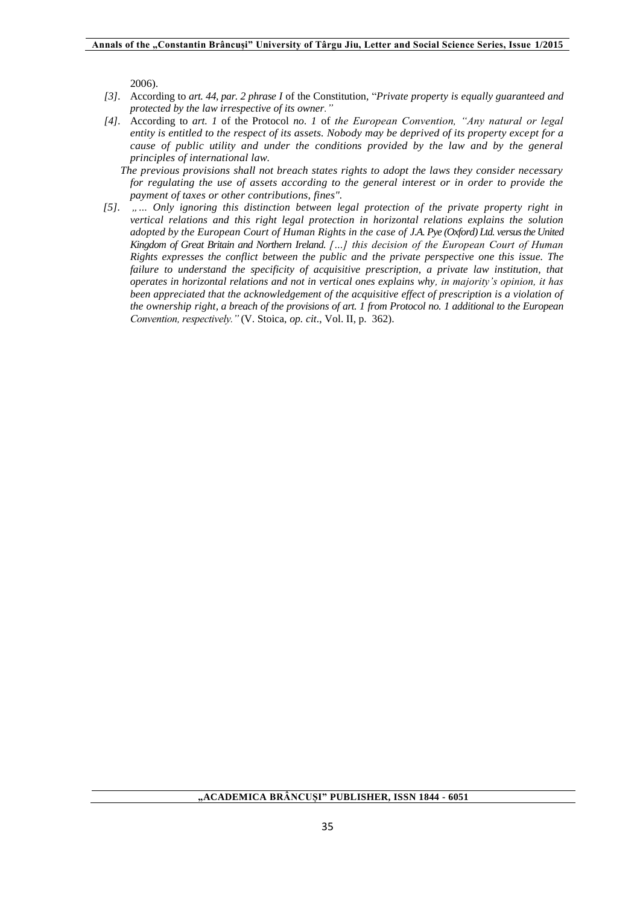2006).

*[3].* According to *art. 44, par. 2 phrase I* of the Constitution, "*Private property is equally guaranteed and protected by the law irrespective of its owner."*

*[4].* According to *art. 1* of the Protocol *no. 1* of *the European Convention, "Any natural or legal entity is entitled to the respect of its assets. Nobody may be deprived of its property except for a cause of public utility and under the conditions provided by the law and by the general principles of international law.*

*The previous provisions shall not breach states rights to adopt the laws they consider necessary for regulating the use of assets according to the general interest or in order to provide the payment of taxes or other contributions, fines".*

*[5].* *„... Only ignoring this distinction between legal protection of the private property right in vertical relations and this right legal protection in horizontal relations explains the solution adopted by the European Court of Human Rights in the case of J.A. Pye (Oxford) Ltd. versus the United Kingdom of Great Britain and Northern Ireland. […] this decision of the European Court of Human Rights expresses the conflict between the public and the private perspective one this issue. The failure to understand the specificity of acquisitive prescription, a private law institution, that operates in horizontal relations and not in vertical ones explains why, in majority's opinion, it has been appreciated that the acknowledgement of the acquisitive effect of prescription is a violation of the ownership right, a breach of the provisions of art. 1 from Protocol no. 1 additional to the European Convention, respectively."* (V. Stoica, *op. cit*., Vol. II, p. 362).